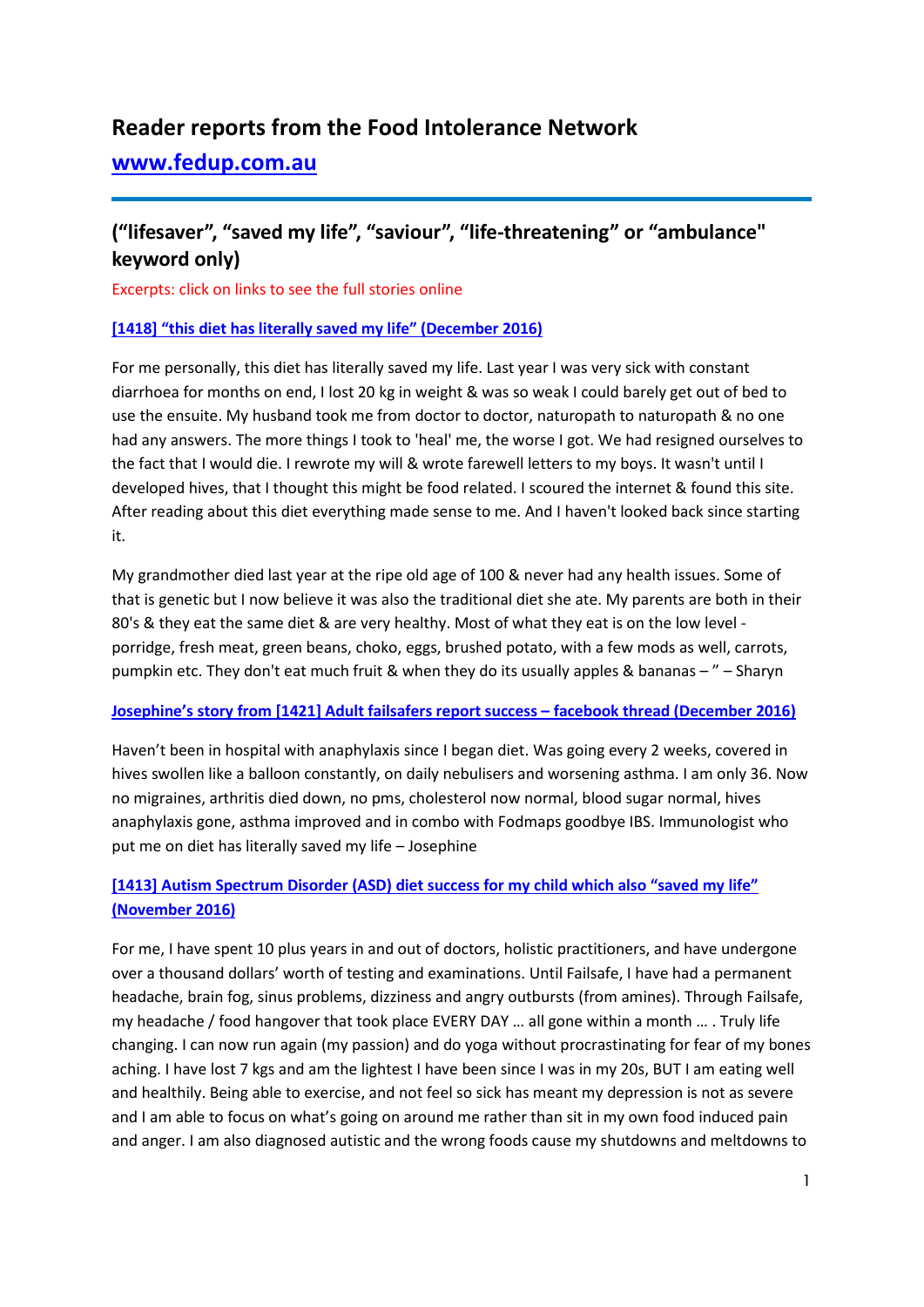# Reader reports from the Food Intolerance Network

## www.fedup.com.au

## (“lifesaver”, “saved my life”, “saviour”, “life-threatening” or “ambulance" keyword only)

Excerpts: click on links to see the full stories online

### [1418] “this diet has literally saved my life” (December 2016)

For me personally, this diet has literally saved my life. Last year I was very sick with constant diarrhoea for months on end, I lost 20 kg in weight & was so weak I could barely get out of bed to use the ensuite. My husband took me from doctor to doctor, naturopath to naturopath & no one had any answers. The more things I took to 'heal' me, the worse I got. We had resigned ourselves to the fact that I would die. I rewrote my will & wrote farewell letters to my boys. It wasn't until I developed hives, that I thought this might be food related. I scoured the internet & found this site. After reading about this diet everything made sense to me. And I haven't looked back since starting it.

My grandmother died last year at the ripe old age of 100 & never had any health issues. Some of that is genetic but I now believe it was also the traditional diet she ate. My parents are both in their 80's & they eat the same diet & are very healthy. Most of what they eat is on the low level - porridge, fresh meat, green beans, choko, eggs, brushed potato, with a few mods as well, carrots, pumpkin etc. They don't eat much fruit & when they do its usually apples & bananas – ” – Sharyn

### Josephine’s story from [1421] Adult failsafers report success – facebook thread (December 2016)

Haven’t been in hospital with anaphylaxis since I began diet. Was going every 2 weeks, covered in hives swollen like a balloon constantly, on daily nebulisers and worsening asthma. I am only 36. Now no migraines, arthritis died down, no pms, cholesterol now normal, blood sugar normal, hives anaphylaxis gone, asthma improved and in combo with Fodmaps goodbye IBS. Immunologist who put me on diet has literally saved my life – Josephine

### [1413] Autism Spectrum Disorder (ASD) diet success for my child which also “saved my life” (November 2016)

For me, I have spent 10 plus years in and out of doctors, holistic practitioners, and have undergone over a thousand dollars’ worth of testing and examinations. Until Failsafe, I have had a permanent headache, brain fog, sinus problems, dizziness and angry outbursts (from amines). Through Failsafe, my headache / food hangover that took place EVERY DAY … all gone within a month … . Truly life changing. I can now run again (my passion) and do yoga without procrastinating for fear of my bones aching. I have lost 7 kgs and am the lightest I have been since I was in my 20s, BUT I am eating well and healthily. Being able to exercise, and not feel so sick has meant my depression is not as severe and I am able to focus on what’s going on around me rather than sit in my own food induced pain and anger. I am also diagnosed autistic and the wrong foods cause my shutdowns and meltdowns to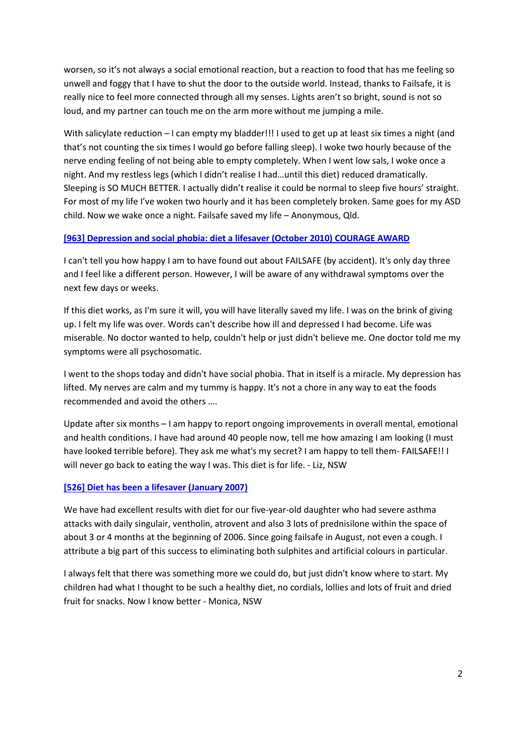worsen, so it's not always a social emotional reaction, but a reaction to food that has me feeling so unwell and foggy that I have to shut the door to the outside world. Instead, thanks to Failsafe, it is really nice to feel more connected through all my senses. Lights aren't so bright, sound is not so loud, and my partner can touch me on the arm more without me jumping a mile.

With salicylate reduction – I can empty my bladder!!! I used to get up at least six times a night (and that's not counting the six times I would go before falling sleep). I woke two hourly because of the nerve ending feeling of not being able to empty completely. When I went low sals, I woke once a night. And my restless legs (which I didn't realise I had…until this diet) reduced dramatically. Sleeping is SO MUCH BETTER. I actually didn't realise it could be normal to sleep five hours' straight. For most of my life I've woken two hourly and it has been completely broken. Same goes for my ASD child. Now we wake once a night. Failsafe saved my life – Anonymous, Qld.

**[963] Depression and social phobia: diet a lifesaver (October 2010) COURAGE AWARD**

I can't tell you how happy I am to have found out about FAILSAFE (by accident). It's only day three and I feel like a different person. However, I will be aware of any withdrawal symptoms over the next few days or weeks.

If this diet works, as I'm sure it will, you will have literally saved my life. I was on the brink of giving up. I felt my life was over. Words can't describe how ill and depressed I had become. Life was miserable. No doctor wanted to help, couldn't help or just didn't believe me. One doctor told me my symptoms were all psychosomatic.

I went to the shops today and didn't have social phobia. That in itself is a miracle. My depression has lifted. My nerves are calm and my tummy is happy. It's not a chore in any way to eat the foods recommended and avoid the others ….

Update after six months – I am happy to report ongoing improvements in overall mental, emotional and health conditions. I have had around 40 people now, tell me how amazing I am looking (I must have looked terrible before). They ask me what's my secret? I am happy to tell them- FAILSAFE!! I will never go back to eating the way I was. This diet is for life. - Liz, NSW

**[526] Diet has been a lifesaver (January 2007)**

We have had excellent results with diet for our five-year-old daughter who had severe asthma attacks with daily singulair, ventholin, atrovent and also 3 lots of prednisilone within the space of about 3 or 4 months at the beginning of 2006. Since going failsafe in August, not even a cough. I attribute a big part of this success to eliminating both sulphites and artificial colours in particular.

I always felt that there was something more we could do, but just didn't know where to start. My children had what I thought to be such a healthy diet, no cordials, lollies and lots of fruit and dried fruit for snacks. Now I know better - Monica, NSW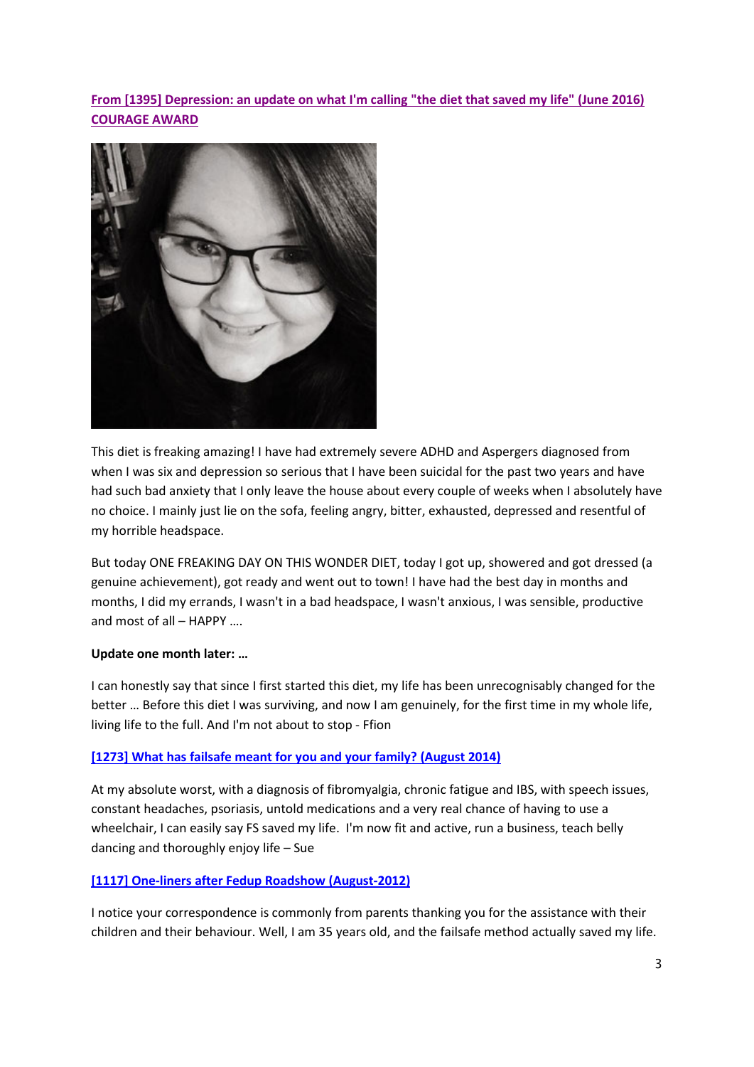**[From [1395] Depression: an update on what I'm calling "the diet that saved my life" (June 2016) COURAGE AWARD]**

This diet is freaking amazing! I have had extremely severe ADHD and Aspergers diagnosed from when I was six and depression so serious that I have been suicidal for the past two years and have had such bad anxiety that I only leave the house about every couple of weeks when I absolutely have no choice. I mainly just lie on the sofa, feeling angry, bitter, exhausted, depressed and resentful of my horrible headspace.

But today ONE FREAKING DAY ON THIS WONDER DIET, today I got up, showered and got dressed (a genuine achievement), got ready and went out to town! I have had the best day in months and months, I did my errands, I wasn't in a bad headspace, I wasn't anxious, I was sensible, productive and most of all – HAPPY ….

**Update one month later: …**

I can honestly say that since I first started this diet, my life has been unrecognisably changed for the better … Before this diet I was surviving, and now I am genuinely, for the first time in my whole life, living life to the full. And I'm not about to stop - Ffion

**[1273] What has failsafe meant for you and your family? (August 2014)**

At my absolute worst, with a diagnosis of fibromyalgia, chronic fatigue and IBS, with speech issues, constant headaches, psoriasis, untold medications and a very real chance of having to use a wheelchair, I can easily say FS saved my life. I'm now fit and active, run a business, teach belly dancing and thoroughly enjoy life – Sue

**[1117] One-liners after Fedup Roadshow (August-2012)**

I notice your correspondence is commonly from parents thanking you for the assistance with their children and their behaviour. Well, I am 35 years old, and the failsafe method actually saved my life.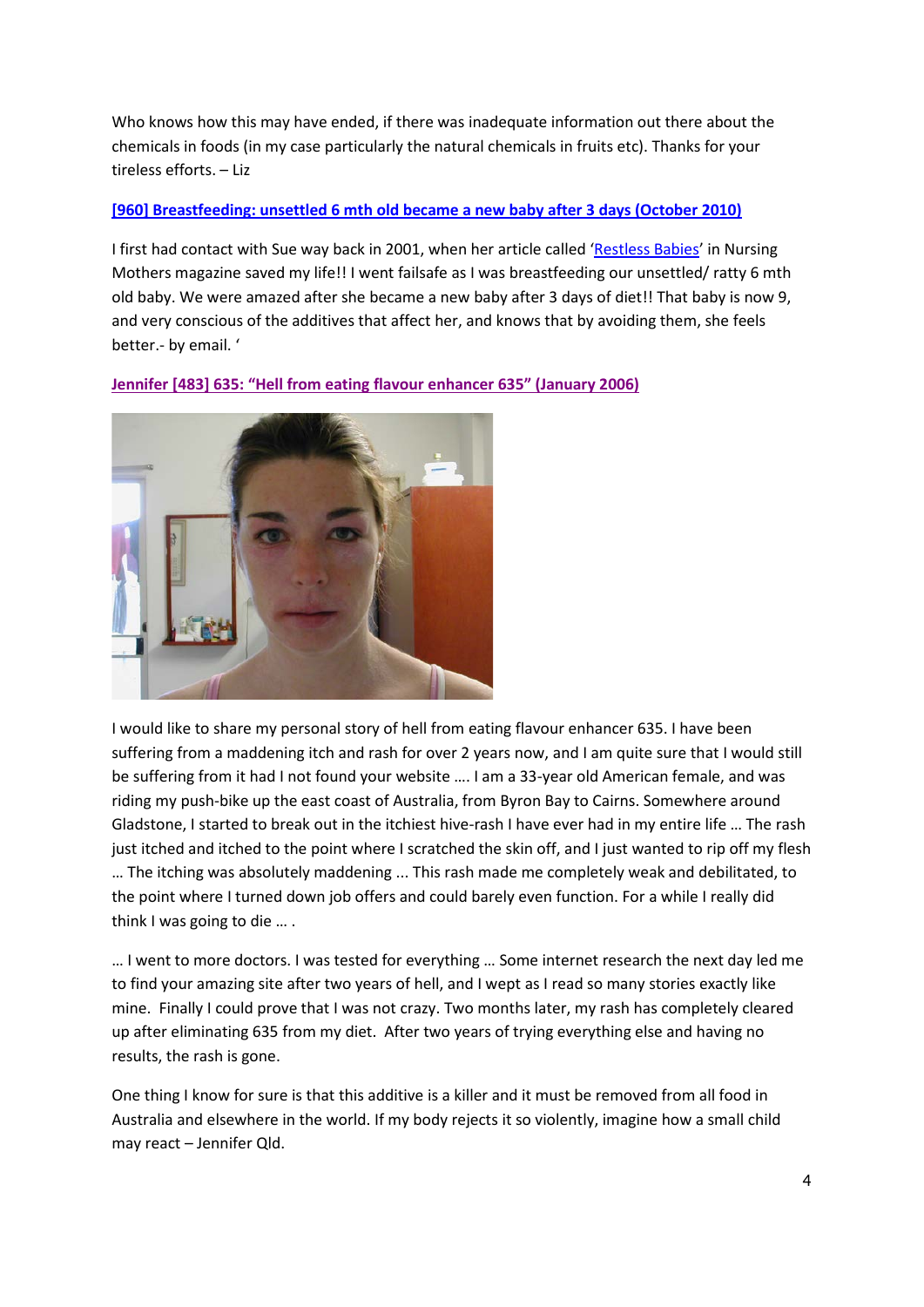Who knows how this may have ended, if there was inadequate information out there about the chemicals in foods (in my case particularly the natural chemicals in fruits etc). Thanks for your tireless efforts. – Liz

**[960] Breastfeeding: unsettled 6 mth old became a new baby after 3 days (October 2010)**

I first had contact with Sue way back in 2001, when her article called 'Restless Babies' in Nursing Mothers magazine saved my life!! I went failsafe as I was breastfeeding our unsettled/ ratty 6 mth old baby. We were amazed after she became a new baby after 3 days of diet!! That baby is now 9, and very conscious of the additives that affect her, and knows that by avoiding them, she feels better.- by email. '

**Jennifer [483] 635: "Hell from eating flavour enhancer 635" (January 2006)**

I would like to share my personal story of hell from eating flavour enhancer 635. I have been suffering from a maddening itch and rash for over 2 years now, and I am quite sure that I would still be suffering from it had I not found your website …. I am a 33-year old American female, and was riding my push-bike up the east coast of Australia, from Byron Bay to Cairns. Somewhere around Gladstone, I started to break out in the itchiest hive-rash I have ever had in my entire life … The rash just itched and itched to the point where I scratched the skin off, and I just wanted to rip off my flesh … The itching was absolutely maddening ... This rash made me completely weak and debilitated, to the point where I turned down job offers and could barely even function. For a while I really did think I was going to die … .

… I went to more doctors. I was tested for everything … Some internet research the next day led me to find your amazing site after two years of hell, and I wept as I read so many stories exactly like mine. Finally I could prove that I was not crazy. Two months later, my rash has completely cleared up after eliminating 635 from my diet. After two years of trying everything else and having no results, the rash is gone.

One thing I know for sure is that this additive is a killer and it must be removed from all food in Australia and elsewhere in the world. If my body rejects it so violently, imagine how a small child may react – Jennifer Qld.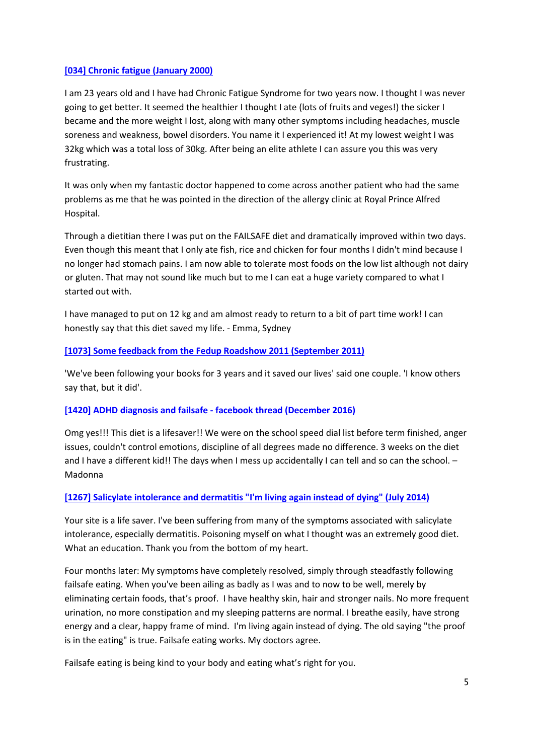**[034] Chronic fatigue (January 2000)**

I am 23 years old and I have had Chronic Fatigue Syndrome for two years now. I thought I was never going to get better. It seemed the healthier I thought I ate (lots of fruits and veges!) the sicker I became and the more weight I lost, along with many other symptoms including headaches, muscle soreness and weakness, bowel disorders. You name it I experienced it! At my lowest weight I was 32kg which was a total loss of 30kg. After being an elite athlete I can assure you this was very frustrating.

It was only when my fantastic doctor happened to come across another patient who had the same problems as me that he was pointed in the direction of the allergy clinic at Royal Prince Alfred Hospital.

Through a dietitian there I was put on the FAILSAFE diet and dramatically improved within two days. Even though this meant that I only ate fish, rice and chicken for four months I didn't mind because I no longer had stomach pains. I am now able to tolerate most foods on the low list although not dairy or gluten. That may not sound like much but to me I can eat a huge variety compared to what I started out with.

I have managed to put on 12 kg and am almost ready to return to a bit of part time work! I can honestly say that this diet saved my life. - Emma, Sydney

**[1073] Some feedback from the Fedup Roadshow 2011 (September 2011)**

'We've been following your books for 3 years and it saved our lives' said one couple. 'I know others say that, but it did'.

**[1420] ADHD diagnosis and failsafe - facebook thread (December 2016)**

Omg yes!!! This diet is a lifesaver!! We were on the school speed dial list before term finished, anger issues, couldn't control emotions, discipline of all degrees made no difference. 3 weeks on the diet and I have a different kid!! The days when I mess up accidentally I can tell and so can the school. – Madonna

**[1267] Salicylate intolerance and dermatitis "I'm living again instead of dying" (July 2014)**

Your site is a life saver. I've been suffering from many of the symptoms associated with salicylate intolerance, especially dermatitis. Poisoning myself on what I thought was an extremely good diet. What an education. Thank you from the bottom of my heart.

Four months later: My symptoms have completely resolved, simply through steadfastly following failsafe eating. When you've been ailing as badly as I was and to now to be well, merely by eliminating certain foods, that's proof. I have healthy skin, hair and stronger nails. No more frequent urination, no more constipation and my sleeping patterns are normal. I breathe easily, have strong energy and a clear, happy frame of mind. I'm living again instead of dying. The old saying "the proof is in the eating" is true. Failsafe eating works. My doctors agree.

Failsafe eating is being kind to your body and eating what's right for you.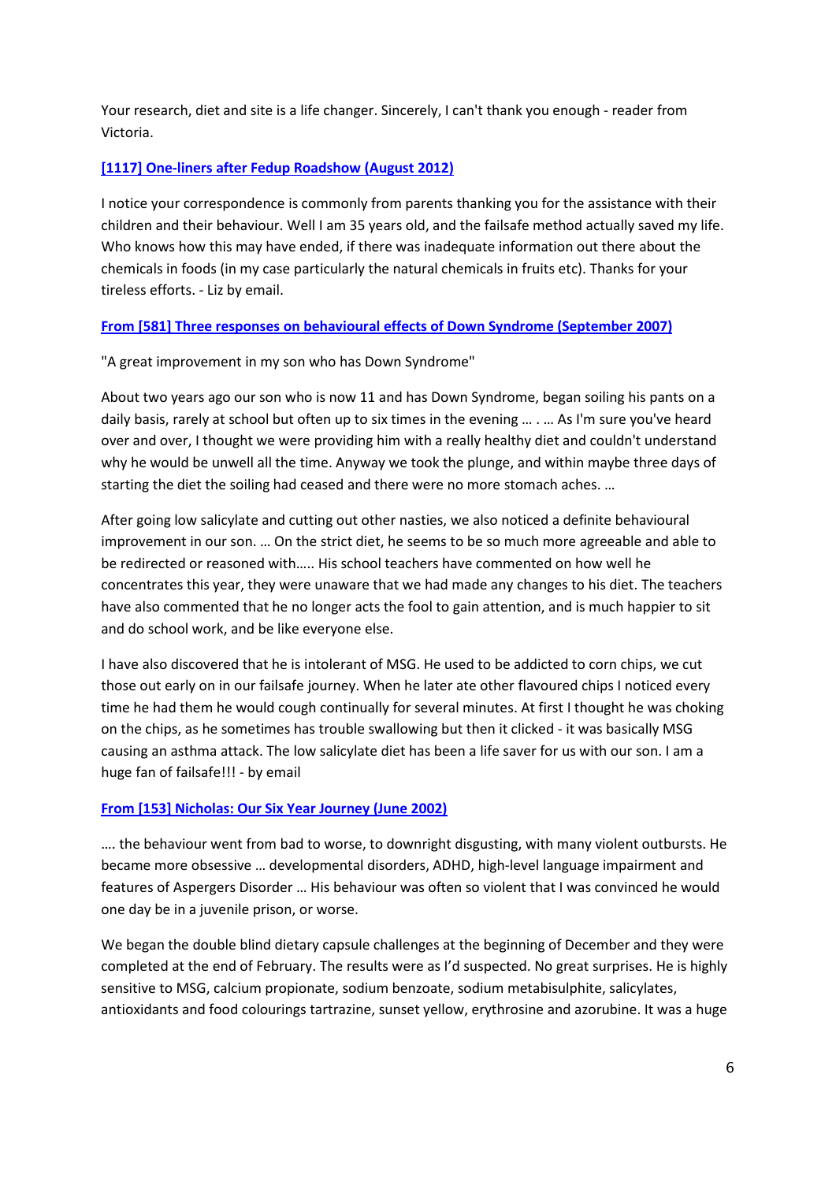Your research, diet and site is a life changer. Sincerely, I can't thank you enough - reader from Victoria.

### [1117] One-liners after Fedup Roadshow (August 2012)

I notice your correspondence is commonly from parents thanking you for the assistance with their children and their behaviour. Well I am 35 years old, and the failsafe method actually saved my life. Who knows how this may have ended, if there was inadequate information out there about the chemicals in foods (in my case particularly the natural chemicals in fruits etc). Thanks for your tireless efforts. - Liz by email.

### From [581] Three responses on behavioural effects of Down Syndrome (September 2007)

"A great improvement in my son who has Down Syndrome"

About two years ago our son who is now 11 and has Down Syndrome, began soiling his pants on a daily basis, rarely at school but often up to six times in the evening … . … As I'm sure you've heard over and over, I thought we were providing him with a really healthy diet and couldn't understand why he would be unwell all the time. Anyway we took the plunge, and within maybe three days of starting the diet the soiling had ceased and there were no more stomach aches. …

After going low salicylate and cutting out other nasties, we also noticed a definite behavioural improvement in our son. … On the strict diet, he seems to be so much more agreeable and able to be redirected or reasoned with….. His school teachers have commented on how well he concentrates this year, they were unaware that we had made any changes to his diet. The teachers have also commented that he no longer acts the fool to gain attention, and is much happier to sit and do school work, and be like everyone else.

I have also discovered that he is intolerant of MSG. He used to be addicted to corn chips, we cut those out early on in our failsafe journey. When he later ate other flavoured chips I noticed every time he had them he would cough continually for several minutes. At first I thought he was choking on the chips, as he sometimes has trouble swallowing but then it clicked - it was basically MSG causing an asthma attack. The low salicylate diet has been a life saver for us with our son. I am a huge fan of failsafe!!! - by email

### From [153] Nicholas: Our Six Year Journey (June 2002)

…. the behaviour went from bad to worse, to downright disgusting, with many violent outbursts. He became more obsessive … developmental disorders, ADHD, high-level language impairment and features of Aspergers Disorder … His behaviour was often so violent that I was convinced he would one day be in a juvenile prison, or worse.

We began the double blind dietary capsule challenges at the beginning of December and they were completed at the end of February. The results were as I'd suspected. No great surprises. He is highly sensitive to MSG, calcium propionate, sodium benzoate, sodium metabisulphite, salicylates, antioxidants and food colourings tartrazine, sunset yellow, erythrosine and azorubine. It was a huge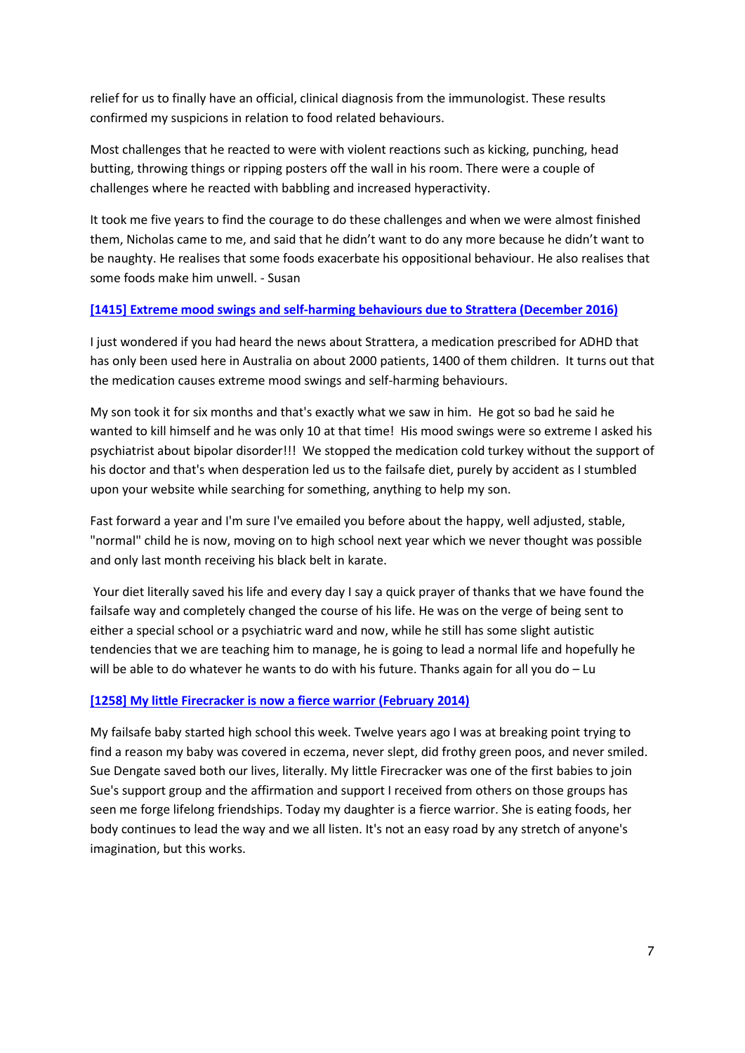relief for us to finally have an official, clinical diagnosis from the immunologist. These results confirmed my suspicions in relation to food related behaviours.

Most challenges that he reacted to were with violent reactions such as kicking, punching, head butting, throwing things or ripping posters off the wall in his room. There were a couple of challenges where he reacted with babbling and increased hyperactivity.

It took me five years to find the courage to do these challenges and when we were almost finished them, Nicholas came to me, and said that he didn't want to do any more because he didn't want to be naughty. He realises that some foods exacerbate his oppositional behaviour. He also realises that some foods make him unwell. - Susan

### [1415] Extreme mood swings and self-harming behaviours due to Strattera (December 2016)

I just wondered if you had heard the news about Strattera, a medication prescribed for ADHD that has only been used here in Australia on about 2000 patients, 1400 of them children. It turns out that the medication causes extreme mood swings and self-harming behaviours.

My son took it for six months and that's exactly what we saw in him. He got so bad he said he wanted to kill himself and he was only 10 at that time! His mood swings were so extreme I asked his psychiatrist about bipolar disorder!!! We stopped the medication cold turkey without the support of his doctor and that's when desperation led us to the failsafe diet, purely by accident as I stumbled upon your website while searching for something, anything to help my son.

Fast forward a year and I'm sure I've emailed you before about the happy, well adjusted, stable, "normal" child he is now, moving on to high school next year which we never thought was possible and only last month receiving his black belt in karate.

Your diet literally saved his life and every day I say a quick prayer of thanks that we have found the failsafe way and completely changed the course of his life. He was on the verge of being sent to either a special school or a psychiatric ward and now, while he still has some slight autistic tendencies that we are teaching him to manage, he is going to lead a normal life and hopefully he will be able to do whatever he wants to do with his future. Thanks again for all you do – Lu

### [1258] My little Firecracker is now a fierce warrior (February 2014)

My failsafe baby started high school this week. Twelve years ago I was at breaking point trying to find a reason my baby was covered in eczema, never slept, did frothy green poos, and never smiled. Sue Dengate saved both our lives, literally. My little Firecracker was one of the first babies to join Sue's support group and the affirmation and support I received from others on those groups has seen me forge lifelong friendships. Today my daughter is a fierce warrior. She is eating foods, her body continues to lead the way and we all listen. It's not an easy road by any stretch of anyone's imagination, but this works.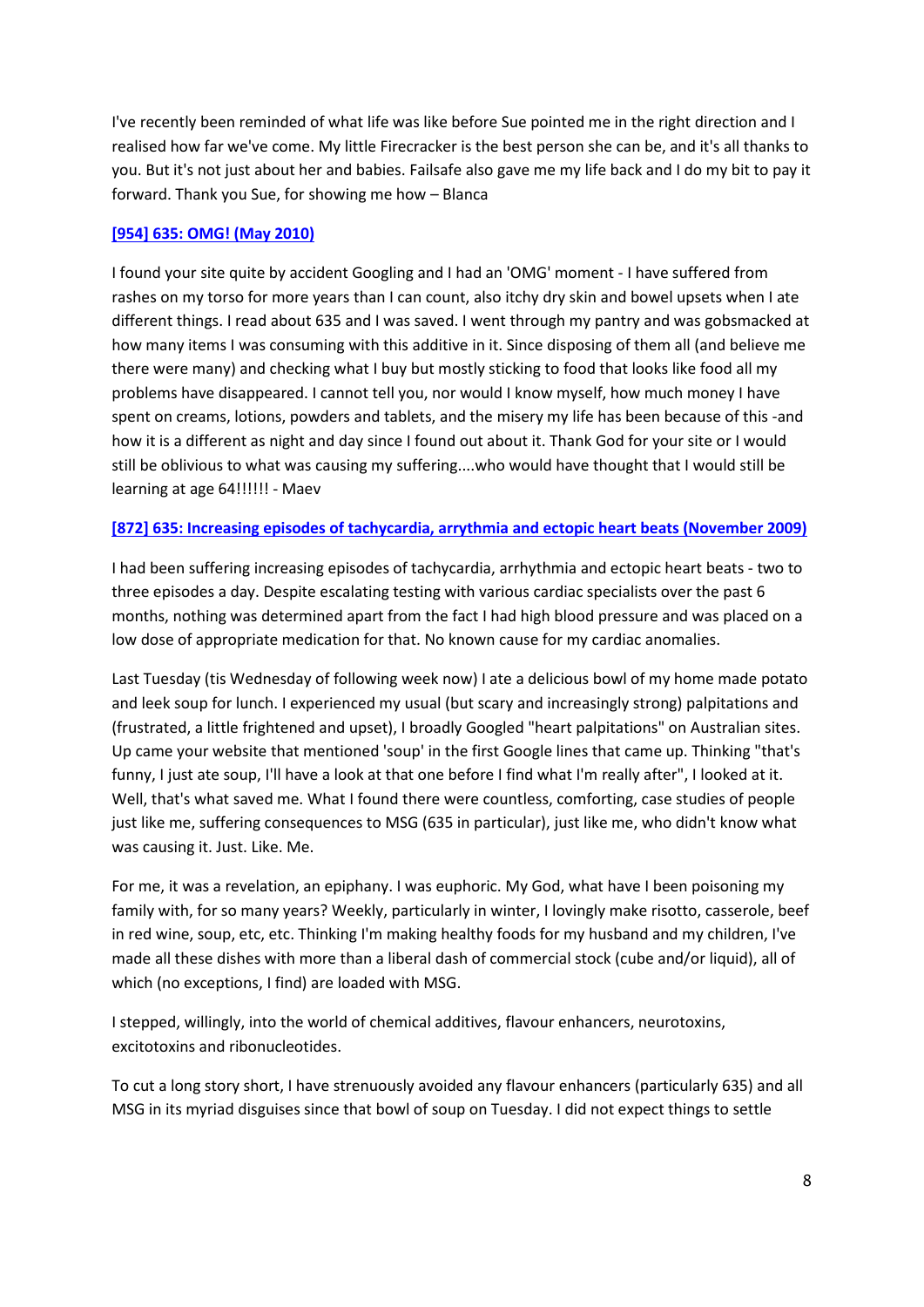I've recently been reminded of what life was like before Sue pointed me in the right direction and I realised how far we've come. My little Firecracker is the best person she can be, and it's all thanks to you. But it's not just about her and babies. Failsafe also gave me my life back and I do my bit to pay it forward. Thank you Sue, for showing me how – Blanca

**[954] 635: OMG! (May 2010)**

I found your site quite by accident Googling and I had an 'OMG' moment - I have suffered from rashes on my torso for more years than I can count, also itchy dry skin and bowel upsets when I ate different things. I read about 635 and I was saved. I went through my pantry and was gobsmacked at how many items I was consuming with this additive in it. Since disposing of them all (and believe me there were many) and checking what I buy but mostly sticking to food that looks like food all my problems have disappeared. I cannot tell you, nor would I know myself, how much money I have spent on creams, lotions, powders and tablets, and the misery my life has been because of this -and how it is a different as night and day since I found out about it. Thank God for your site or I would still be oblivious to what was causing my suffering....who would have thought that I would still be learning at age 64!!!!!! - Maev

**[872] 635: Increasing episodes of tachycardia, arrythmia and ectopic heart beats (November 2009)**

I had been suffering increasing episodes of tachycardia, arrhythmia and ectopic heart beats - two to three episodes a day. Despite escalating testing with various cardiac specialists over the past 6 months, nothing was determined apart from the fact I had high blood pressure and was placed on a low dose of appropriate medication for that. No known cause for my cardiac anomalies.

Last Tuesday (tis Wednesday of following week now) I ate a delicious bowl of my home made potato and leek soup for lunch. I experienced my usual (but scary and increasingly strong) palpitations and (frustrated, a little frightened and upset), I broadly Googled "heart palpitations" on Australian sites. Up came your website that mentioned 'soup' in the first Google lines that came up. Thinking "that's funny, I just ate soup, I'll have a look at that one before I find what I'm really after", I looked at it. Well, that's what saved me. What I found there were countless, comforting, case studies of people just like me, suffering consequences to MSG (635 in particular), just like me, who didn't know what was causing it. Just. Like. Me.

For me, it was a revelation, an epiphany. I was euphoric. My God, what have I been poisoning my family with, for so many years? Weekly, particularly in winter, I lovingly make risotto, casserole, beef in red wine, soup, etc, etc. Thinking I'm making healthy foods for my husband and my children, I've made all these dishes with more than a liberal dash of commercial stock (cube and/or liquid), all of which (no exceptions, I find) are loaded with MSG.

I stepped, willingly, into the world of chemical additives, flavour enhancers, neurotoxins, excitotoxins and ribonucleotides.

To cut a long story short, I have strenuously avoided any flavour enhancers (particularly 635) and all MSG in its myriad disguises since that bowl of soup on Tuesday. I did not expect things to settle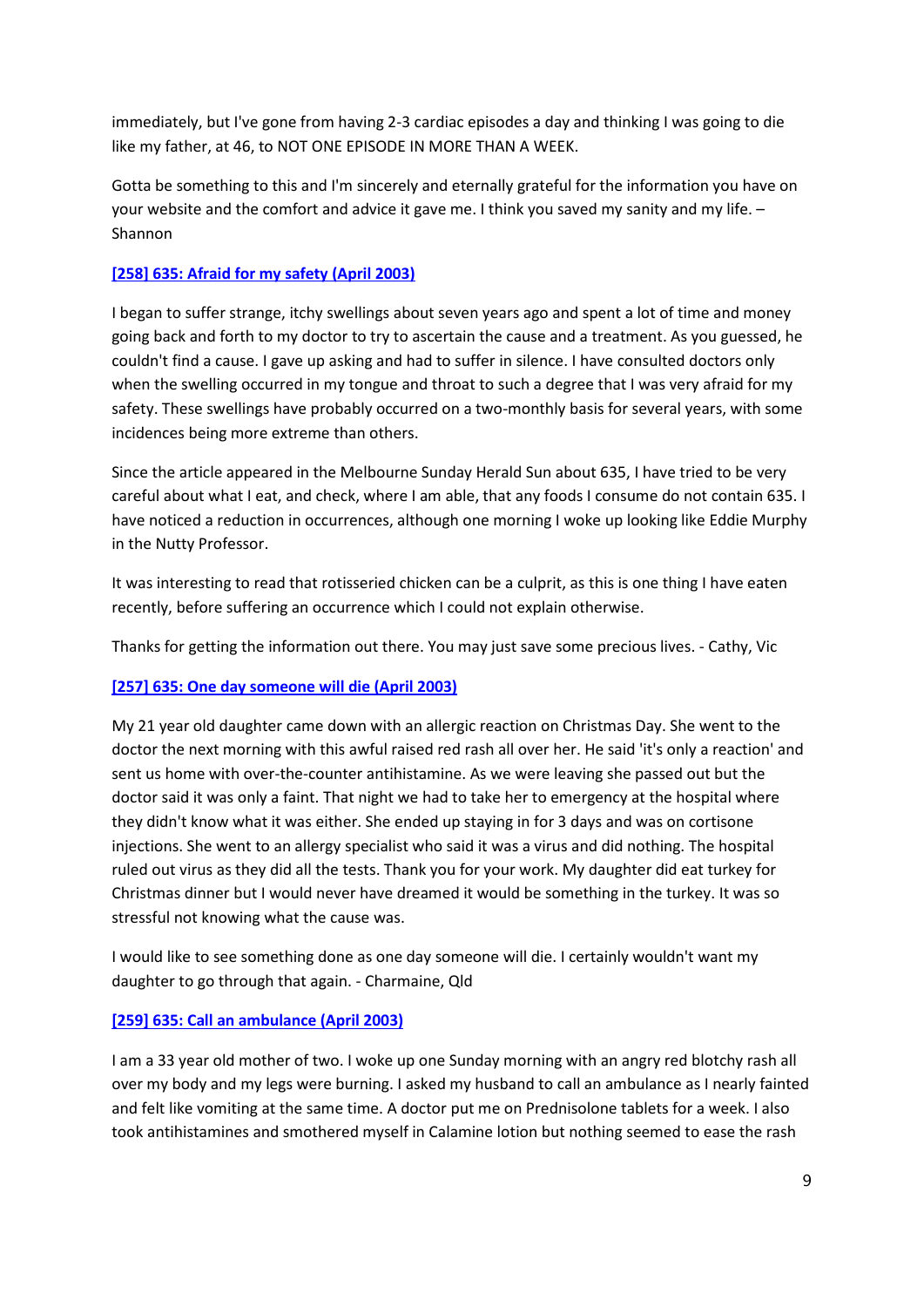immediately, but I've gone from having 2-3 cardiac episodes a day and thinking I was going to die like my father, at 46, to NOT ONE EPISODE IN MORE THAN A WEEK.

Gotta be something to this and I'm sincerely and eternally grateful for the information you have on your website and the comfort and advice it gave me. I think you saved my sanity and my life. – Shannon

### [258] 635: Afraid for my safety (April 2003)

I began to suffer strange, itchy swellings about seven years ago and spent a lot of time and money going back and forth to my doctor to try to ascertain the cause and a treatment. As you guessed, he couldn't find a cause. I gave up asking and had to suffer in silence. I have consulted doctors only when the swelling occurred in my tongue and throat to such a degree that I was very afraid for my safety. These swellings have probably occurred on a two-monthly basis for several years, with some incidences being more extreme than others.

Since the article appeared in the Melbourne Sunday Herald Sun about 635, I have tried to be very careful about what I eat, and check, where I am able, that any foods I consume do not contain 635. I have noticed a reduction in occurrences, although one morning I woke up looking like Eddie Murphy in the Nutty Professor.

It was interesting to read that rotisseried chicken can be a culprit, as this is one thing I have eaten recently, before suffering an occurrence which I could not explain otherwise.

Thanks for getting the information out there. You may just save some precious lives. - Cathy, Vic

### [257] 635: One day someone will die (April 2003)

My 21 year old daughter came down with an allergic reaction on Christmas Day. She went to the doctor the next morning with this awful raised red rash all over her. He said 'it's only a reaction' and sent us home with over-the-counter antihistamine. As we were leaving she passed out but the doctor said it was only a faint. That night we had to take her to emergency at the hospital where they didn't know what it was either. She ended up staying in for 3 days and was on cortisone injections. She went to an allergy specialist who said it was a virus and did nothing. The hospital ruled out virus as they did all the tests. Thank you for your work. My daughter did eat turkey for Christmas dinner but I would never have dreamed it would be something in the turkey. It was so stressful not knowing what the cause was.

I would like to see something done as one day someone will die. I certainly wouldn't want my daughter to go through that again. - Charmaine, Qld

### [259] 635: Call an ambulance (April 2003)

I am a 33 year old mother of two. I woke up one Sunday morning with an angry red blotchy rash all over my body and my legs were burning. I asked my husband to call an ambulance as I nearly fainted and felt like vomiting at the same time. A doctor put me on Prednisolone tablets for a week. I also took antihistamines and smothered myself in Calamine lotion but nothing seemed to ease the rash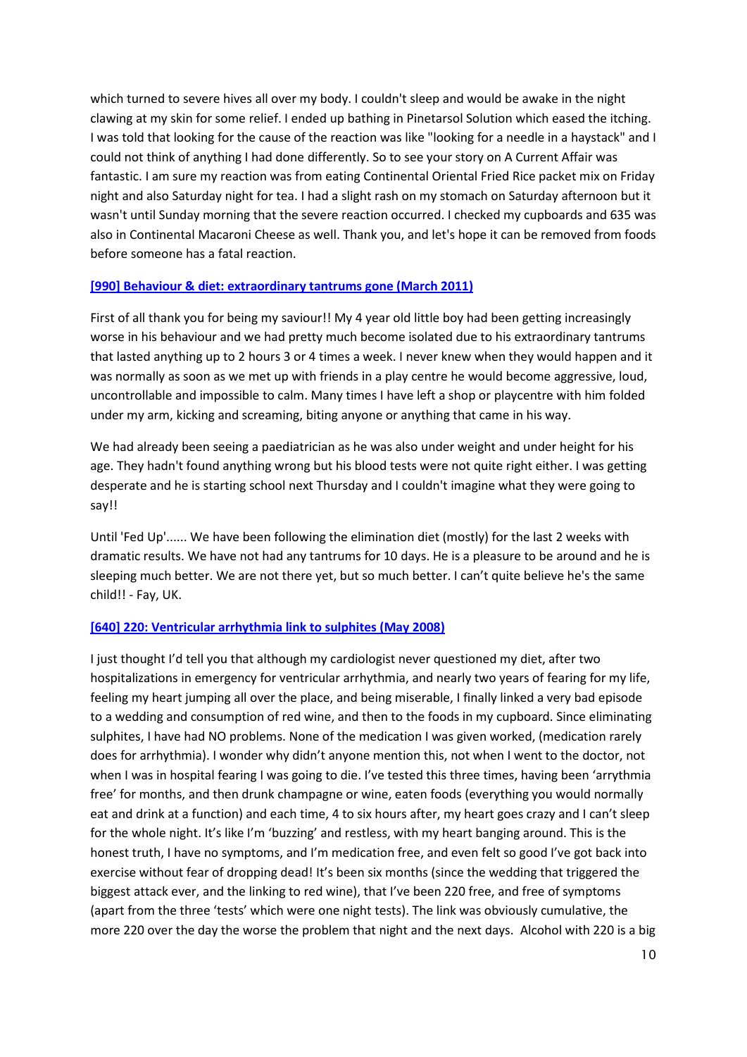which turned to severe hives all over my body. I couldn't sleep and would be awake in the night clawing at my skin for some relief. I ended up bathing in Pinetarsol Solution which eased the itching. I was told that looking for the cause of the reaction was like "looking for a needle in a haystack" and I could not think of anything I had done differently. So to see your story on A Current Affair was fantastic. I am sure my reaction was from eating Continental Oriental Fried Rice packet mix on Friday night and also Saturday night for tea. I had a slight rash on my stomach on Saturday afternoon but it wasn't until Sunday morning that the severe reaction occurred. I checked my cupboards and 635 was also in Continental Macaroni Cheese as well. Thank you, and let's hope it can be removed from foods before someone has a fatal reaction.

**[990] Behaviour & diet: extraordinary tantrums gone (March 2011)**

First of all thank you for being my saviour!! My 4 year old little boy had been getting increasingly worse in his behaviour and we had pretty much become isolated due to his extraordinary tantrums that lasted anything up to 2 hours 3 or 4 times a week. I never knew when they would happen and it was normally as soon as we met up with friends in a play centre he would become aggressive, loud, uncontrollable and impossible to calm. Many times I have left a shop or playcentre with him folded under my arm, kicking and screaming, biting anyone or anything that came in his way.

We had already been seeing a paediatrician as he was also under weight and under height for his age. They hadn't found anything wrong but his blood tests were not quite right either. I was getting desperate and he is starting school next Thursday and I couldn't imagine what they were going to say!!

Until 'Fed Up'...... We have been following the elimination diet (mostly) for the last 2 weeks with dramatic results. We have not had any tantrums for 10 days. He is a pleasure to be around and he is sleeping much better. We are not there yet, but so much better. I can't quite believe he's the same child!! - Fay, UK.

**[640] 220: Ventricular arrhythmia link to sulphites (May 2008)**

I just thought I'd tell you that although my cardiologist never questioned my diet, after two hospitalizations in emergency for ventricular arrhythmia, and nearly two years of fearing for my life, feeling my heart jumping all over the place, and being miserable, I finally linked a very bad episode to a wedding and consumption of red wine, and then to the foods in my cupboard. Since eliminating sulphites, I have had NO problems. None of the medication I was given worked, (medication rarely does for arrhythmia). I wonder why didn't anyone mention this, not when I went to the doctor, not when I was in hospital fearing I was going to die. I've tested this three times, having been 'arrythmia free' for months, and then drunk champagne or wine, eaten foods (everything you would normally eat and drink at a function) and each time, 4 to six hours after, my heart goes crazy and I can't sleep for the whole night. It's like I'm 'buzzing' and restless, with my heart banging around. This is the honest truth, I have no symptoms, and I'm medication free, and even felt so good I've got back into exercise without fear of dropping dead! It's been six months (since the wedding that triggered the biggest attack ever, and the linking to red wine), that I've been 220 free, and free of symptoms (apart from the three 'tests' which were one night tests). The link was obviously cumulative, the more 220 over the day the worse the problem that night and the next days. Alcohol with 220 is a big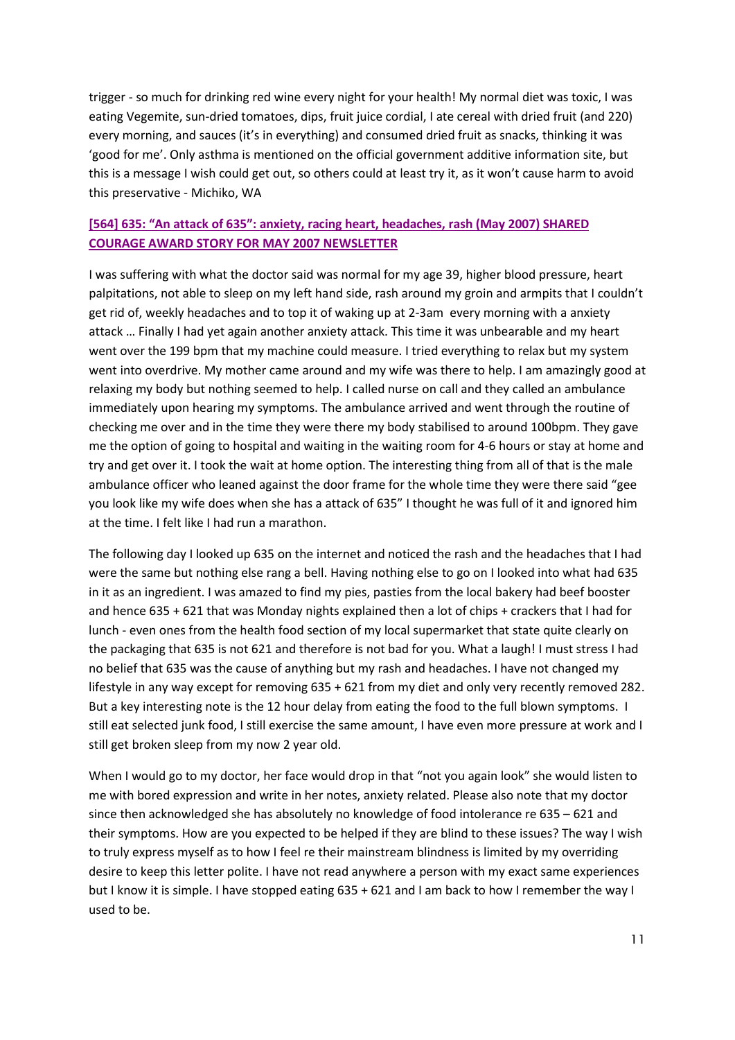trigger - so much for drinking red wine every night for your health! My normal diet was toxic, I was eating Vegemite, sun-dried tomatoes, dips, fruit juice cordial, I ate cereal with dried fruit (and 220) every morning, and sauces (it's in everything) and consumed dried fruit as snacks, thinking it was 'good for me'. Only asthma is mentioned on the official government additive information site, but this is a message I wish could get out, so others could at least try it, as it won't cause harm to avoid this preservative - Michiko, WA

### [564] 635: "An attack of 635": anxiety, racing heart, headaches, rash (May 2007) SHARED COURAGE AWARD STORY FOR MAY 2007 NEWSLETTER

I was suffering with what the doctor said was normal for my age 39, higher blood pressure, heart palpitations, not able to sleep on my left hand side, rash around my groin and armpits that I couldn't get rid of, weekly headaches and to top it of waking up at 2-3am every morning with a anxiety attack … Finally I had yet again another anxiety attack. This time it was unbearable and my heart went over the 199 bpm that my machine could measure. I tried everything to relax but my system went into overdrive. My mother came around and my wife was there to help. I am amazingly good at relaxing my body but nothing seemed to help. I called nurse on call and they called an ambulance immediately upon hearing my symptoms. The ambulance arrived and went through the routine of checking me over and in the time they were there my body stabilised to around 100bpm. They gave me the option of going to hospital and waiting in the waiting room for 4-6 hours or stay at home and try and get over it. I took the wait at home option. The interesting thing from all of that is the male ambulance officer who leaned against the door frame for the whole time they were there said "gee you look like my wife does when she has a attack of 635" I thought he was full of it and ignored him at the time. I felt like I had run a marathon.

The following day I looked up 635 on the internet and noticed the rash and the headaches that I had were the same but nothing else rang a bell. Having nothing else to go on I looked into what had 635 in it as an ingredient. I was amazed to find my pies, pasties from the local bakery had beef booster and hence 635 + 621 that was Monday nights explained then a lot of chips + crackers that I had for lunch - even ones from the health food section of my local supermarket that state quite clearly on the packaging that 635 is not 621 and therefore is not bad for you. What a laugh! I must stress I had no belief that 635 was the cause of anything but my rash and headaches. I have not changed my lifestyle in any way except for removing 635 + 621 from my diet and only very recently removed 282. But a key interesting note is the 12 hour delay from eating the food to the full blown symptoms. I still eat selected junk food, I still exercise the same amount, I have even more pressure at work and I still get broken sleep from my now 2 year old.

When I would go to my doctor, her face would drop in that "not you again look" she would listen to me with bored expression and write in her notes, anxiety related. Please also note that my doctor since then acknowledged she has absolutely no knowledge of food intolerance re 635 – 621 and their symptoms. How are you expected to be helped if they are blind to these issues? The way I wish to truly express myself as to how I feel re their mainstream blindness is limited by my overriding desire to keep this letter polite. I have not read anywhere a person with my exact same experiences but I know it is simple. I have stopped eating 635 + 621 and I am back to how I remember the way I used to be.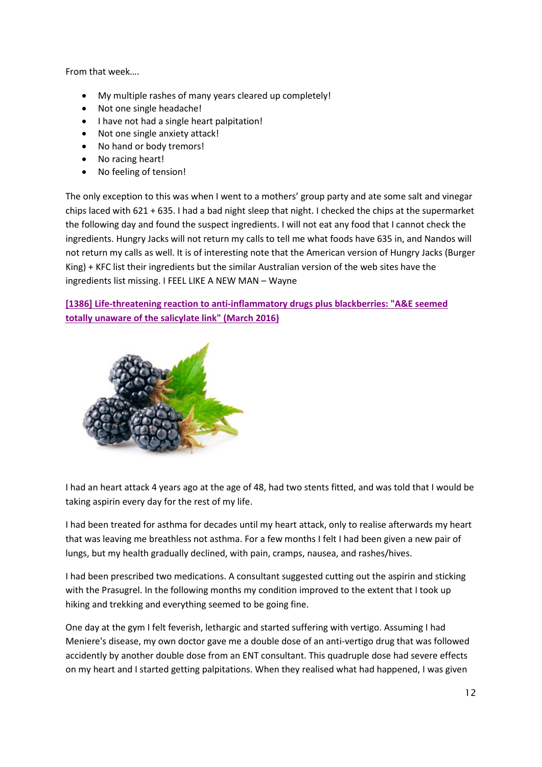From that week….

- My multiple rashes of many years cleared up completely!
- Not one single headache!
- I have not had a single heart palpitation!
- Not one single anxiety attack!
- No hand or body tremors!
- No racing heart!
- No feeling of tension!

The only exception to this was when I went to a mothers' group party and ate some salt and vinegar chips laced with 621 + 635. I had a bad night sleep that night. I checked the chips at the supermarket the following day and found the suspect ingredients. I will not eat any food that I cannot check the ingredients. Hungry Jacks will not return my calls to tell me what foods have 635 in, and Nandos will not return my calls as well. It is of interesting note that the American version of Hungry Jacks (Burger King) + KFC list their ingredients but the similar Australian version of the web sites have the ingredients list missing. I FEEL LIKE A NEW MAN – Wayne

**[1386] Life-threatening reaction to anti-inflammatory drugs plus blackberries: "A&E seemed totally unaware of the salicylate link" (March 2016)**

I had an heart attack 4 years ago at the age of 48, had two stents fitted, and was told that I would be taking aspirin every day for the rest of my life.

I had been treated for asthma for decades until my heart attack, only to realise afterwards my heart that was leaving me breathless not asthma. For a few months I felt I had been given a new pair of lungs, but my health gradually declined, with pain, cramps, nausea, and rashes/hives.

I had been prescribed two medications. A consultant suggested cutting out the aspirin and sticking with the Prasugrel. In the following months my condition improved to the extent that I took up hiking and trekking and everything seemed to be going fine.

One day at the gym I felt feverish, lethargic and started suffering with vertigo. Assuming I had Meniere's disease, my own doctor gave me a double dose of an anti-vertigo drug that was followed accidently by another double dose from an ENT consultant. This quadruple dose had severe effects on my heart and I started getting palpitations. When they realised what had happened, I was given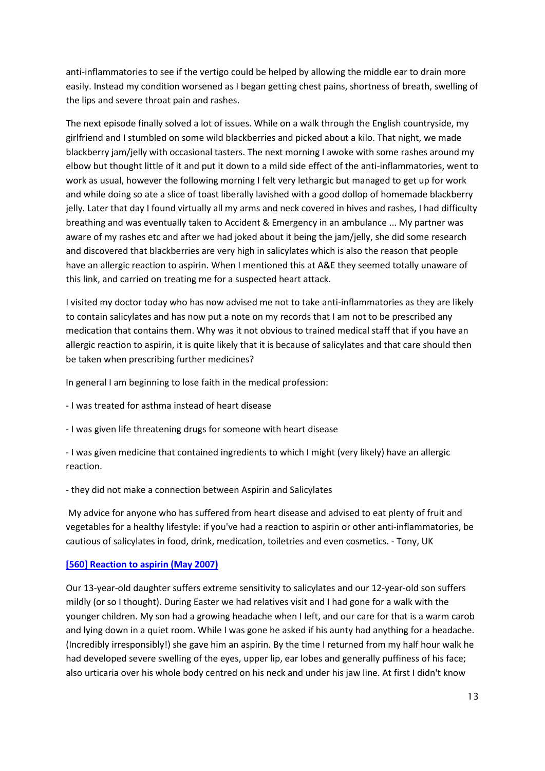anti-inflammatories to see if the vertigo could be helped by allowing the middle ear to drain more easily. Instead my condition worsened as I began getting chest pains, shortness of breath, swelling of the lips and severe throat pain and rashes.

The next episode finally solved a lot of issues. While on a walk through the English countryside, my girlfriend and I stumbled on some wild blackberries and picked about a kilo. That night, we made blackberry jam/jelly with occasional tasters. The next morning I awoke with some rashes around my elbow but thought little of it and put it down to a mild side effect of the anti-inflammatories, went to work as usual, however the following morning I felt very lethargic but managed to get up for work and while doing so ate a slice of toast liberally lavished with a good dollop of homemade blackberry jelly. Later that day I found virtually all my arms and neck covered in hives and rashes, I had difficulty breathing and was eventually taken to Accident & Emergency in an ambulance ... My partner was aware of my rashes etc and after we had joked about it being the jam/jelly, she did some research and discovered that blackberries are very high in salicylates which is also the reason that people have an allergic reaction to aspirin. When I mentioned this at A&E they seemed totally unaware of this link, and carried on treating me for a suspected heart attack.

I visited my doctor today who has now advised me not to take anti-inflammatories as they are likely to contain salicylates and has now put a note on my records that I am not to be prescribed any medication that contains them. Why was it not obvious to trained medical staff that if you have an allergic reaction to aspirin, it is quite likely that it is because of salicylates and that care should then be taken when prescribing further medicines?

In general I am beginning to lose faith in the medical profession:

- I was treated for asthma instead of heart disease
- I was given life threatening drugs for someone with heart disease
- I was given medicine that contained ingredients to which I might (very likely) have an allergic reaction.
- they did not make a connection between Aspirin and Salicylates

My advice for anyone who has suffered from heart disease and advised to eat plenty of fruit and vegetables for a healthy lifestyle: if you've had a reaction to aspirin or other anti-inflammatories, be cautious of salicylates in food, drink, medication, toiletries and even cosmetics. - Tony, UK

**[560] Reaction to aspirin (May 2007)**

Our 13-year-old daughter suffers extreme sensitivity to salicylates and our 12-year-old son suffers mildly (or so I thought). During Easter we had relatives visit and I had gone for a walk with the younger children. My son had a growing headache when I left, and our care for that is a warm carob and lying down in a quiet room. While I was gone he asked if his aunty had anything for a headache. (Incredibly irresponsibly!) she gave him an aspirin. By the time I returned from my half hour walk he had developed severe swelling of the eyes, upper lip, ear lobes and generally puffiness of his face; also urticaria over his whole body centred on his neck and under his jaw line. At first I didn't know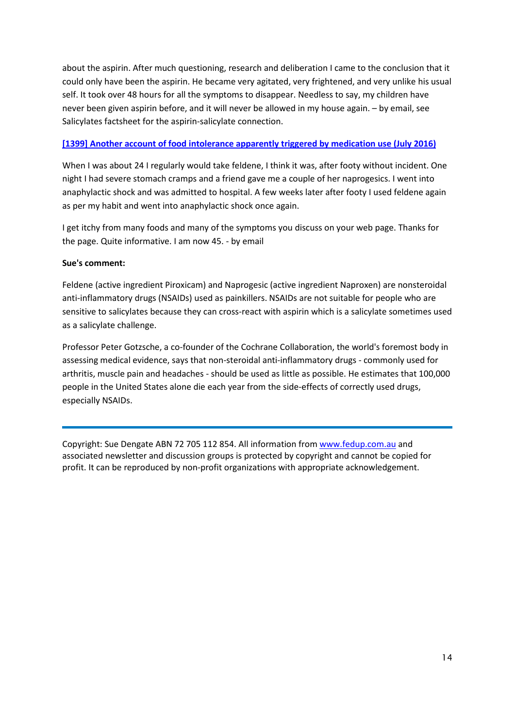about the aspirin. After much questioning, research and deliberation I came to the conclusion that it could only have been the aspirin. He became very agitated, very frightened, and very unlike his usual self. It took over 48 hours for all the symptoms to disappear. Needless to say, my children have never been given aspirin before, and it will never be allowed in my house again. – by email, see Salicylates factsheet for the aspirin-salicylate connection.

### [1399] Another account of food intolerance apparently triggered by medication use (July 2016)

When I was about 24 I regularly would take feldene, I think it was, after footy without incident. One night I had severe stomach cramps and a friend gave me a couple of her naprogesics. I went into anaphylactic shock and was admitted to hospital. A few weeks later after footy I used feldene again as per my habit and went into anaphylactic shock once again.

I get itchy from many foods and many of the symptoms you discuss on your web page. Thanks for the page. Quite informative. I am now 45. - by email

**Sue's comment:**

Feldene (active ingredient Piroxicam) and Naprogesic (active ingredient Naproxen) are nonsteroidal anti-inflammatory drugs (NSAIDs) used as painkillers. NSAIDs are not suitable for people who are sensitive to salicylates because they can cross-react with aspirin which is a salicylate sometimes used as a salicylate challenge.

Professor Peter Gotzsche, a co-founder of the Cochrane Collaboration, the world's foremost body in assessing medical evidence, says that non-steroidal anti-inflammatory drugs - commonly used for arthritis, muscle pain and headaches - should be used as little as possible. He estimates that 100,000 people in the United States alone die each year from the side-effects of correctly used drugs, especially NSAIDs.

---

Copyright: Sue Dengate ABN 72 705 112 854. All information from www.fedup.com.au and associated newsletter and discussion groups is protected by copyright and cannot be copied for profit. It can be reproduced by non-profit organizations with appropriate acknowledgement.